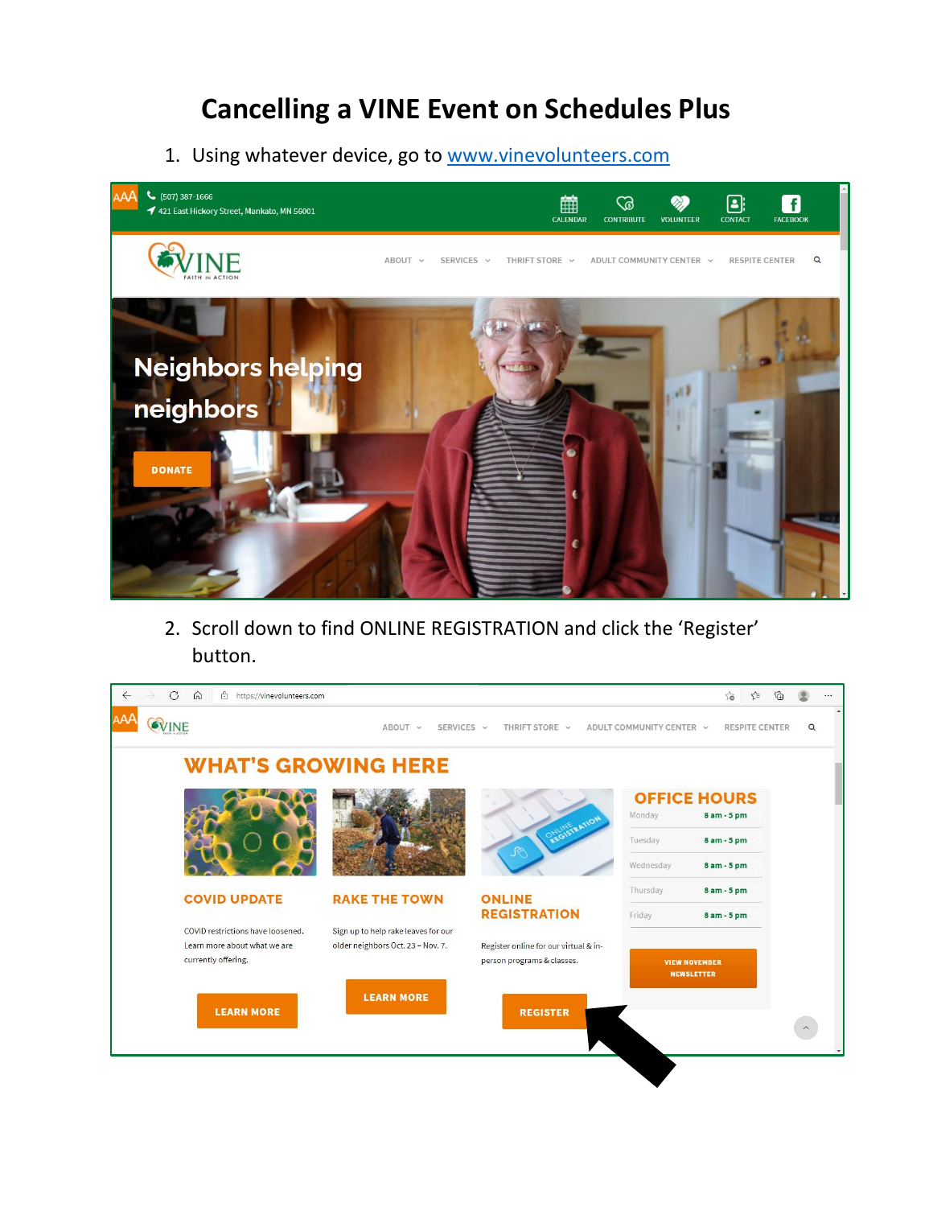# Cancelling a VINE Event on Schedules Plus

1. Using whatever device, go to [www.vinevolunteers.com](http://www.vinevolunteers.com)

2. Scroll down to find ONLINE REGISTRATION and click the 'Register' button.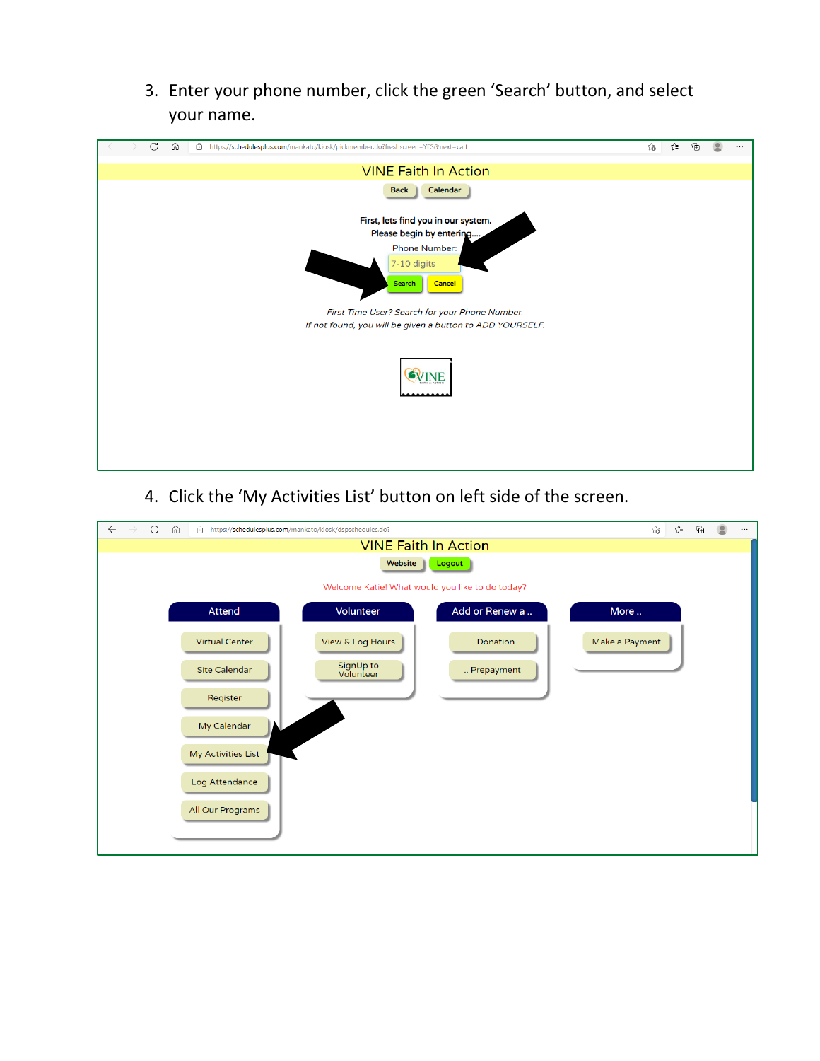3. Enter your phone number, click the green 'Search' button, and select your name.

4. Click the 'My Activities List' button on left side of the screen.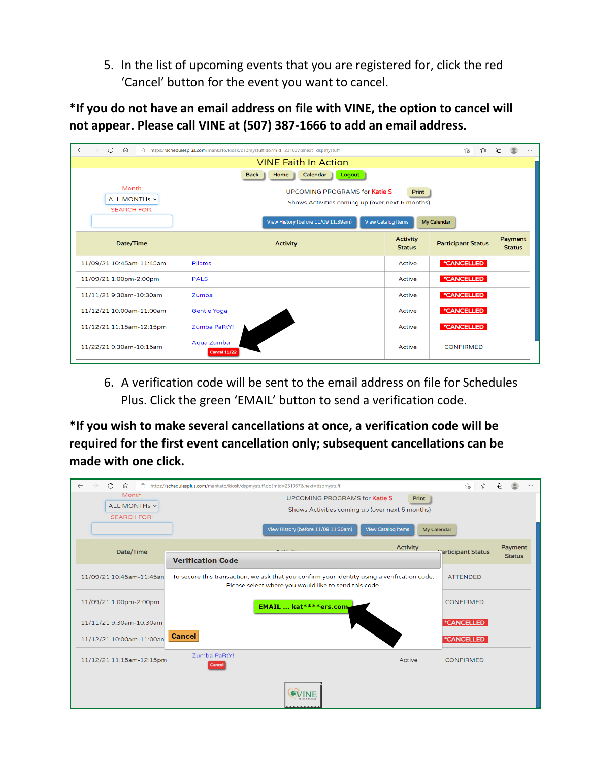5. In the list of upcoming events that you are registered for, click the red 'Cancel' button for the event you want to cancel.

**\*If you do not have an email address on file with VINE, the option to cancel will not appear. Please call VINE at (507) 387-1666 to add an email address.**

VINE Faith In Action

Back | Home | Calendar | Logout

UPCOMING PROGRAMS for Katie S — Print

Shows Activities coming up (over next 6 months)

| Date/Time | Activity | Activity Status | Participant Status | Payment Status |
| --- | --- | --- | --- | --- |
| 11/09/21 10:45am-11:45am | Pilates | Active | *CANCELLED | |
| 11/09/21 1:00pm-2:00pm | PALS | Active | *CANCELLED | |
| 11/11/21 9:30am-10:30am | Zumba | Active | *CANCELLED | |
| 11/12/21 10:00am-11:00am | Gentle Yoga | Active | *CANCELLED | |
| 11/12/21 11:15am-12:15pm | Zumba PaRtY! | Active | *CANCELLED | |
| 11/22/21 9:30am-10:15am | Aqua Zumba (Cancel 11/22) | Active | CONFIRMED | |

6. A verification code will be sent to the email address on file for Schedules Plus. Click the green 'EMAIL' button to send a verification code.

**\*If you wish to make several cancellations at once, a verification code will be required for the first event cancellation only; subsequent cancellations can be made with one click.**

**Verification Code**

To secure this transaction, we ask that you confirm your identity using a verification code. Please select where you would like to send this code.

EMAIL ... kat****ers.com

Cancel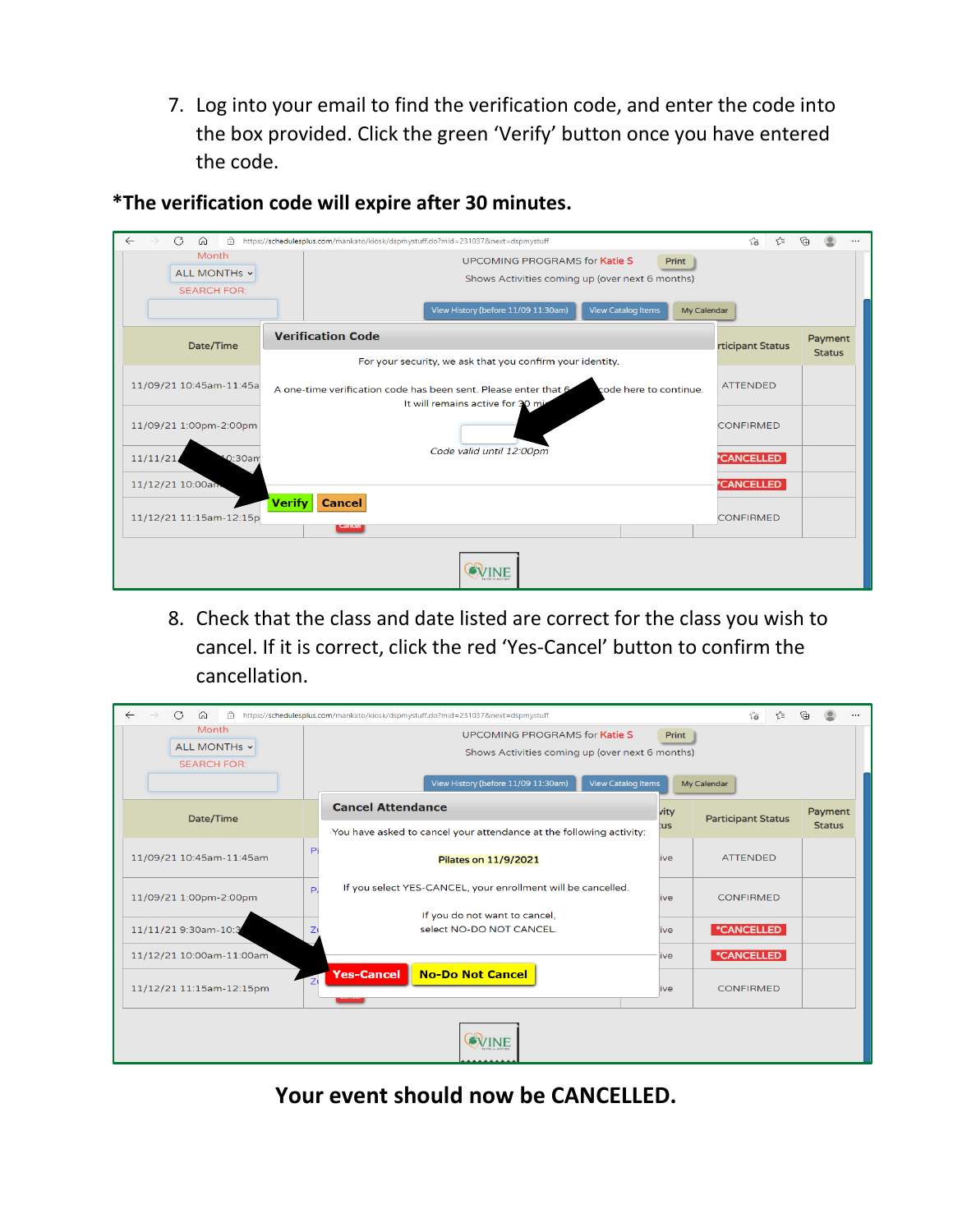7. Log into your email to find the verification code, and enter the code into the box provided. Click the green 'Verify' button once you have entered the code.

**\*The verification code will expire after 30 minutes.**

8. Check that the class and date listed are correct for the class you wish to cancel. If it is correct, click the red 'Yes-Cancel' button to confirm the cancellation.

**Your event should now be CANCELLED.**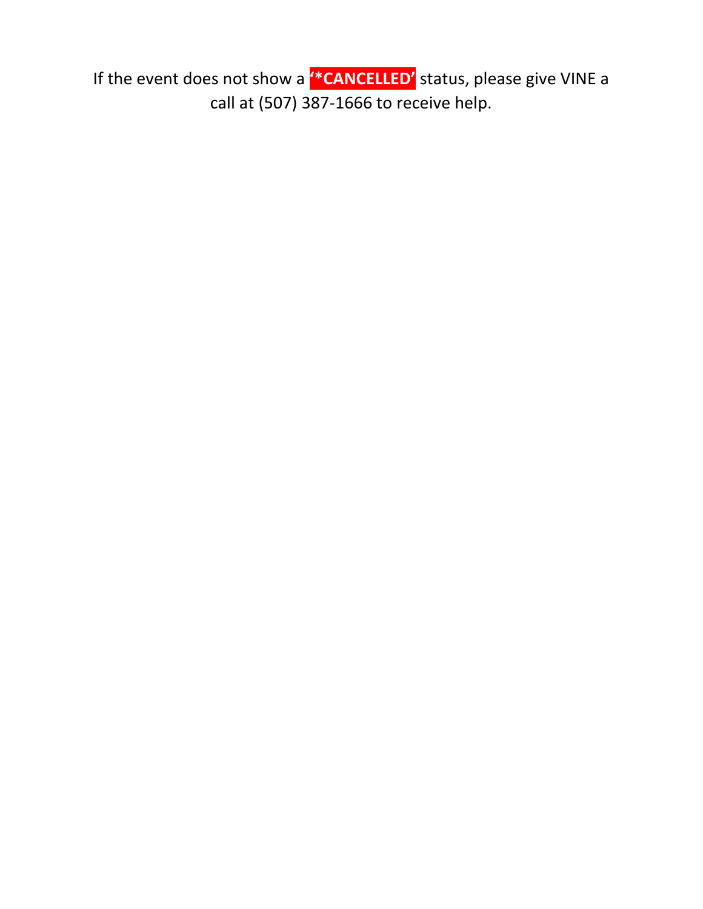If the event does not show a **‘*CANCELLED’** status, please give VINE a call at (507) 387-1666 to receive help.